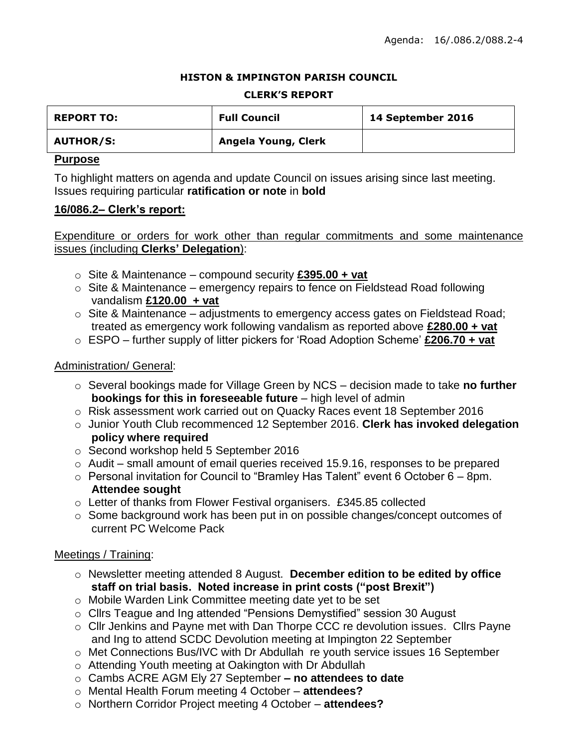Agenda: 16/.086.2/088.2-4

**HISTON & IMPINGTON PARISH COUNCIL**

**CLERK'S REPORT**

| **REPORT TO:** | **Full Council** | **14 September 2016** |
|---|---|---|
| **AUTHOR/S:** | **Angela Young, Clerk** | |

## Purpose

To highlight matters on agenda and update Council on issues arising since last meeting. Issues requiring particular **ratification or note** in **bold**

## 16/086.2– Clerk's report:

Expenditure or orders for work other than regular commitments and some maintenance issues (including **Clerks' Delegation**):

- Site & Maintenance – compound security **£395.00 + vat**
- Site & Maintenance – emergency repairs to fence on Fieldstead Road following vandalism **£120.00 + vat**
- Site & Maintenance – adjustments to emergency access gates on Fieldstead Road; treated as emergency work following vandalism as reported above **£280.00 + vat**
- ESPO – further supply of litter pickers for 'Road Adoption Scheme' **£206.70 + vat**

Administration/ General:

- Several bookings made for Village Green by NCS – decision made to take **no further bookings for this in foreseeable future** – high level of admin
- Risk assessment work carried out on Quacky Races event 18 September 2016
- Junior Youth Club recommenced 12 September 2016. **Clerk has invoked delegation policy where required**
- Second workshop held 5 September 2016
- Audit – small amount of email queries received 15.9.16, responses to be prepared
- Personal invitation for Council to "Bramley Has Talent" event 6 October 6 – 8pm. **Attendee sought**
- Letter of thanks from Flower Festival organisers. £345.85 collected
- Some background work has been put in on possible changes/concept outcomes of current PC Welcome Pack

Meetings / Training:

- Newsletter meeting attended 8 August. **December edition to be edited by office staff on trial basis. Noted increase in print costs ("post Brexit")**
- Mobile Warden Link Committee meeting date yet to be set
- Cllrs Teague and Ing attended "Pensions Demystified" session 30 August
- Cllr Jenkins and Payne met with Dan Thorpe CCC re devolution issues. Cllrs Payne and Ing to attend SCDC Devolution meeting at Impington 22 September
- Met Connections Bus/IVC with Dr Abdullah re youth service issues 16 September
- Attending Youth meeting at Oakington with Dr Abdullah
- Cambs ACRE AGM Ely 27 September **– no attendees to date**
- Mental Health Forum meeting 4 October – **attendees?**
- Northern Corridor Project meeting 4 October – **attendees?**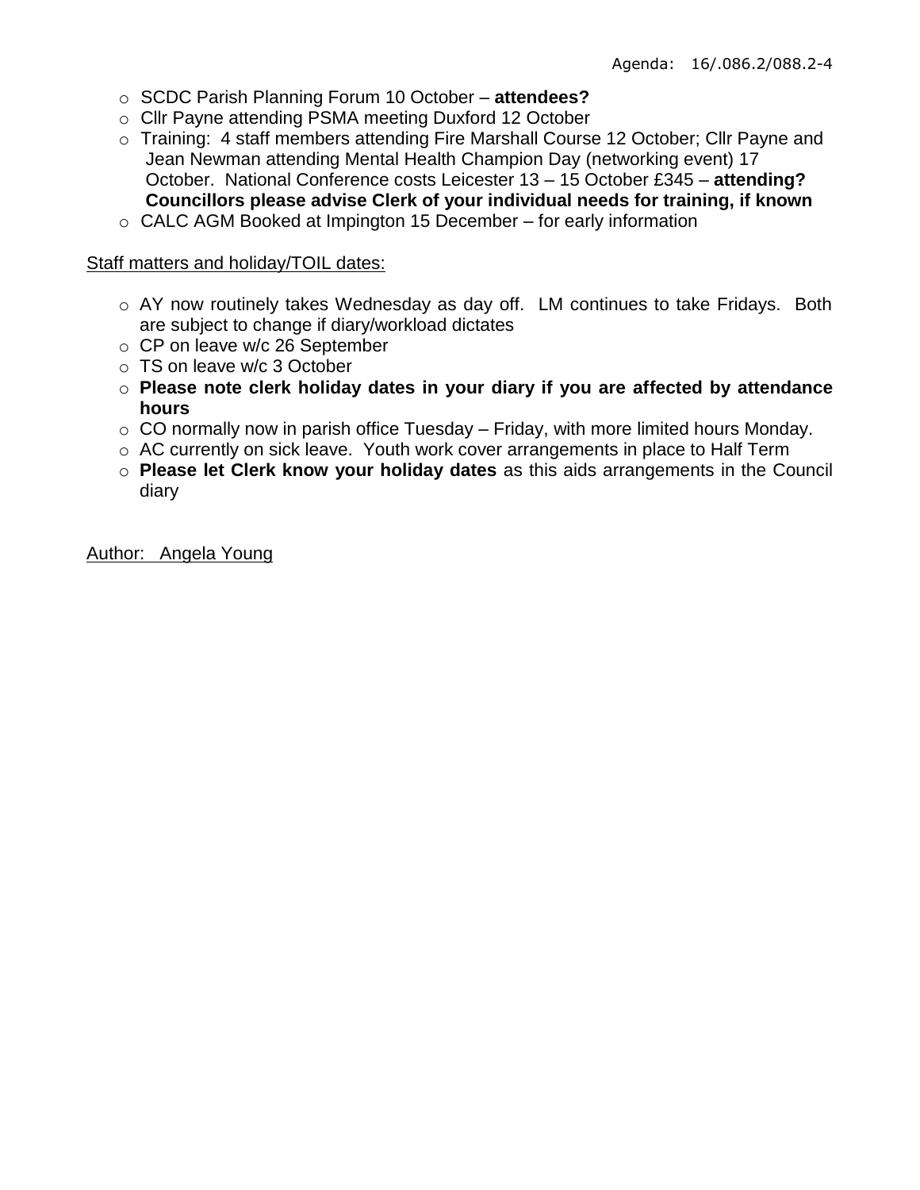- SCDC Parish Planning Forum 10 October – **attendees?**
- Cllr Payne attending PSMA meeting Duxford 12 October
- Training: 4 staff members attending Fire Marshall Course 12 October; Cllr Payne and Jean Newman attending Mental Health Champion Day (networking event) 17 October. National Conference costs Leicester 13 – 15 October £345 – **attending? Councillors please advise Clerk of your individual needs for training, if known**
- CALC AGM Booked at Impington 15 December – for early information

<u>Staff matters and holiday/TOIL dates:</u>

- AY now routinely takes Wednesday as day off. LM continues to take Fridays. Both are subject to change if diary/workload dictates
- CP on leave w/c 26 September
- TS on leave w/c 3 October
- **Please note clerk holiday dates in your diary if you are affected by attendance hours**
- CO normally now in parish office Tuesday – Friday, with more limited hours Monday.
- AC currently on sick leave. Youth work cover arrangements in place to Half Term
- **Please let Clerk know your holiday dates** as this aids arrangements in the Council diary

<u>Author: Angela Young</u>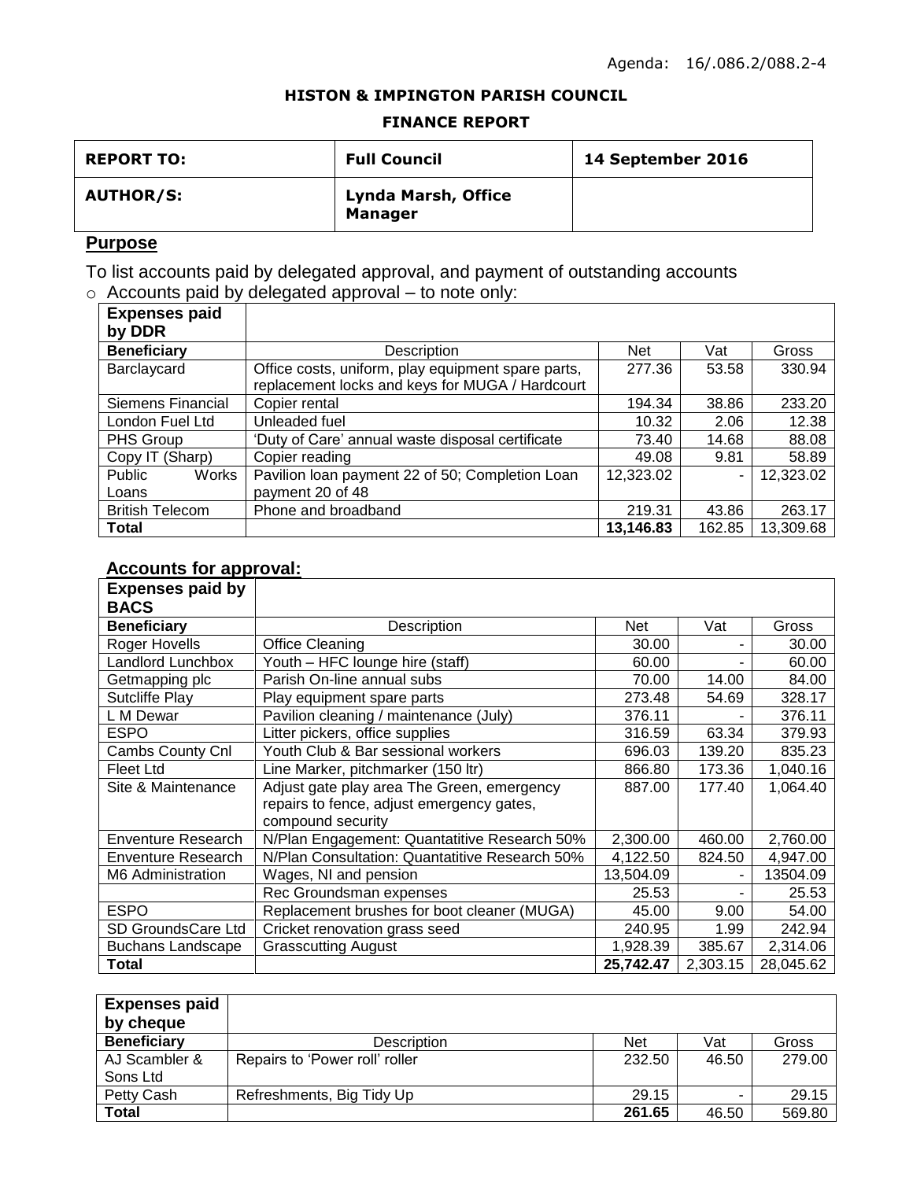Agenda: 16/.086.2/088.2-4

**HISTON & IMPINGTON PARISH COUNCIL**

**FINANCE REPORT**

| **REPORT TO:** | **Full Council** | **14 September 2016** |
|---|---|---|
| **AUTHOR/S:** | **Lynda Marsh, Office Manager** | |

## Purpose

To list accounts paid by delegated approval, and payment of outstanding accounts

- Accounts paid by delegated approval – to note only:

| **Expenses paid by DDR** | | | | |
|---|---|---|---|---|
| **Beneficiary** | Description | Net | Vat | Gross |
| Barclaycard | Office costs, uniform, play equipment spare parts, replacement locks and keys for MUGA / Hardcourt | 277.36 | 53.58 | 330.94 |
| Siemens Financial | Copier rental | 194.34 | 38.86 | 233.20 |
| London Fuel Ltd | Unleaded fuel | 10.32 | 2.06 | 12.38 |
| PHS Group | 'Duty of Care' annual waste disposal certificate | 73.40 | 14.68 | 88.08 |
| Copy IT (Sharp) | Copier reading | 49.08 | 9.81 | 58.89 |
| Public Works Loans | Pavilion loan payment 22 of 50; Completion Loan payment 20 of 48 | 12,323.02 | - | 12,323.02 |
| British Telecom | Phone and broadband | 219.31 | 43.86 | 263.17 |
| **Total** | | **13,146.83** | 162.85 | 13,309.68 |

## Accounts for approval:

| **Expenses paid by BACS** | | | | |
|---|---|---|---|---|
| **Beneficiary** | Description | Net | Vat | Gross |
| Roger Hovells | Office Cleaning | 30.00 | - | 30.00 |
| Landlord Lunchbox | Youth – HFC lounge hire (staff) | 60.00 | - | 60.00 |
| Getmapping plc | Parish On-line annual subs | 70.00 | 14.00 | 84.00 |
| Sutcliffe Play | Play equipment spare parts | 273.48 | 54.69 | 328.17 |
| L M Dewar | Pavilion cleaning / maintenance (July) | 376.11 | - | 376.11 |
| ESPO | Litter pickers, office supplies | 316.59 | 63.34 | 379.93 |
| Cambs County Cnl | Youth Club & Bar sessional workers | 696.03 | 139.20 | 835.23 |
| Fleet Ltd | Line Marker, pitchmarker (150 ltr) | 866.80 | 173.36 | 1,040.16 |
| Site & Maintenance | Adjust gate play area The Green, emergency repairs to fence, adjust emergency gates, compound security | 887.00 | 177.40 | 1,064.40 |
| Enventure Research | N/Plan Engagement: Quantatitive Research 50% | 2,300.00 | 460.00 | 2,760.00 |
| Enventure Research | N/Plan Consultation: Quantatitive Research 50% | 4,122.50 | 824.50 | 4,947.00 |
| M6 Administration | Wages, NI and pension | 13,504.09 | - | 13504.09 |
| | Rec Groundsman expenses | 25.53 | - | 25.53 |
| ESPO | Replacement brushes for boot cleaner (MUGA) | 45.00 | 9.00 | 54.00 |
| SD GroundsCare Ltd | Cricket renovation grass seed | 240.95 | 1.99 | 242.94 |
| Buchans Landscape | Grasscutting August | 1,928.39 | 385.67 | 2,314.06 |
| **Total** | | **25,742.47** | 2,303.15 | 28,045.62 |

| **Expenses paid by cheque** | | | | |
|---|---|---|---|---|
| **Beneficiary** | Description | Net | Vat | Gross |
| AJ Scambler & Sons Ltd | Repairs to 'Power roll' roller | 232.50 | 46.50 | 279.00 |
| Petty Cash | Refreshments, Big Tidy Up | 29.15 | - | 29.15 |
| **Total** | | **261.65** | 46.50 | 569.80 |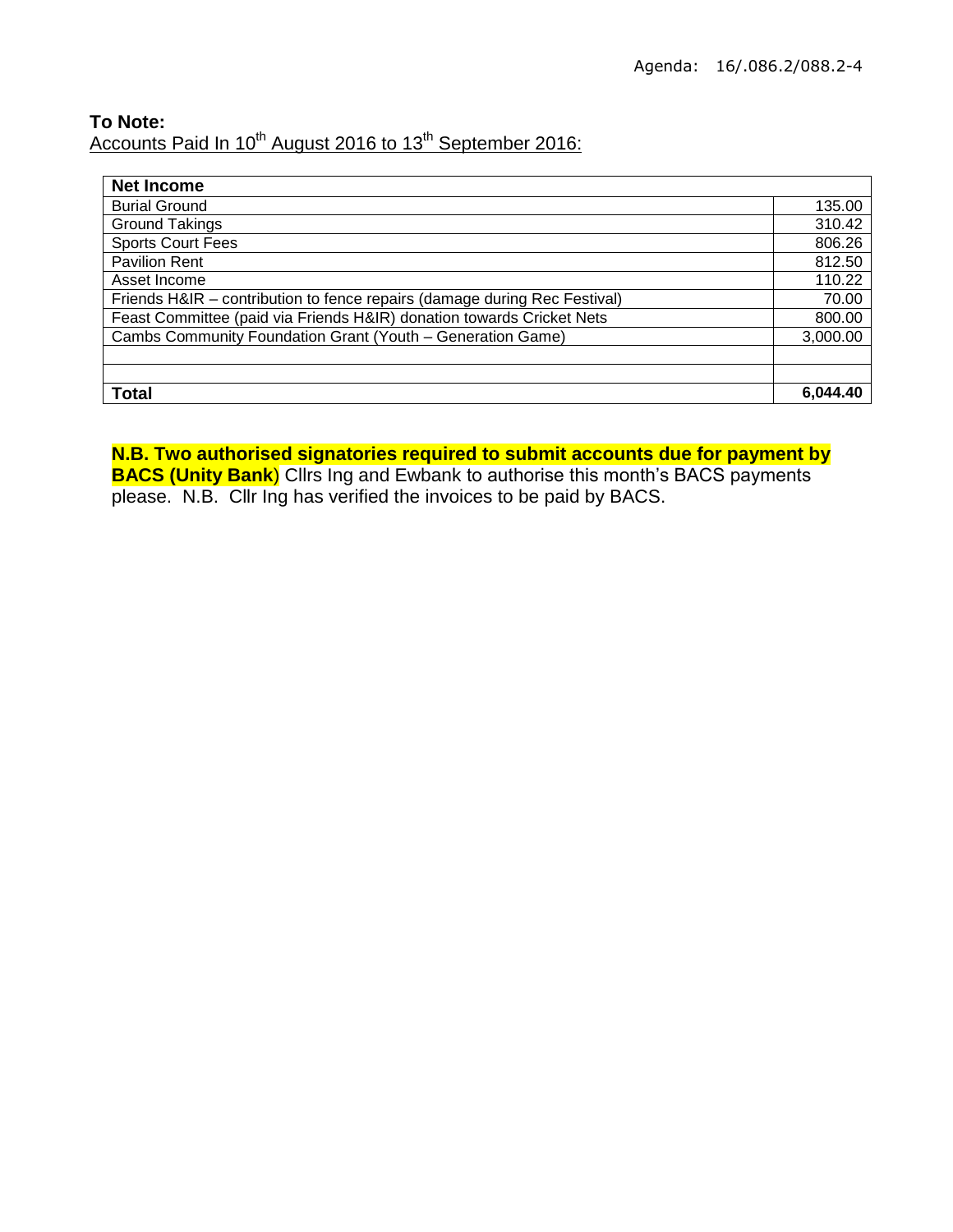Agenda: 16/.086.2/088.2-4

**To Note:**

Accounts Paid In 10th August 2016 to 13th September 2016:

| **Net Income** | |
|---|---|
| Burial Ground | 135.00 |
| Ground Takings | 310.42 |
| Sports Court Fees | 806.26 |
| Pavilion Rent | 812.50 |
| Asset Income | 110.22 |
| Friends H&IR – contribution to fence repairs (damage during Rec Festival) | 70.00 |
| Feast Committee (paid via Friends H&IR) donation towards Cricket Nets | 800.00 |
| Cambs Community Foundation Grant (Youth – Generation Game) | 3,000.00 |
| | |
| | |
| **Total** | **6,044.40** |

**N.B. Two authorised signatories required to submit accounts due for payment by BACS (Unity Bank**) Cllrs Ing and Ewbank to authorise this month's BACS payments please. N.B. Cllr Ing has verified the invoices to be paid by BACS.